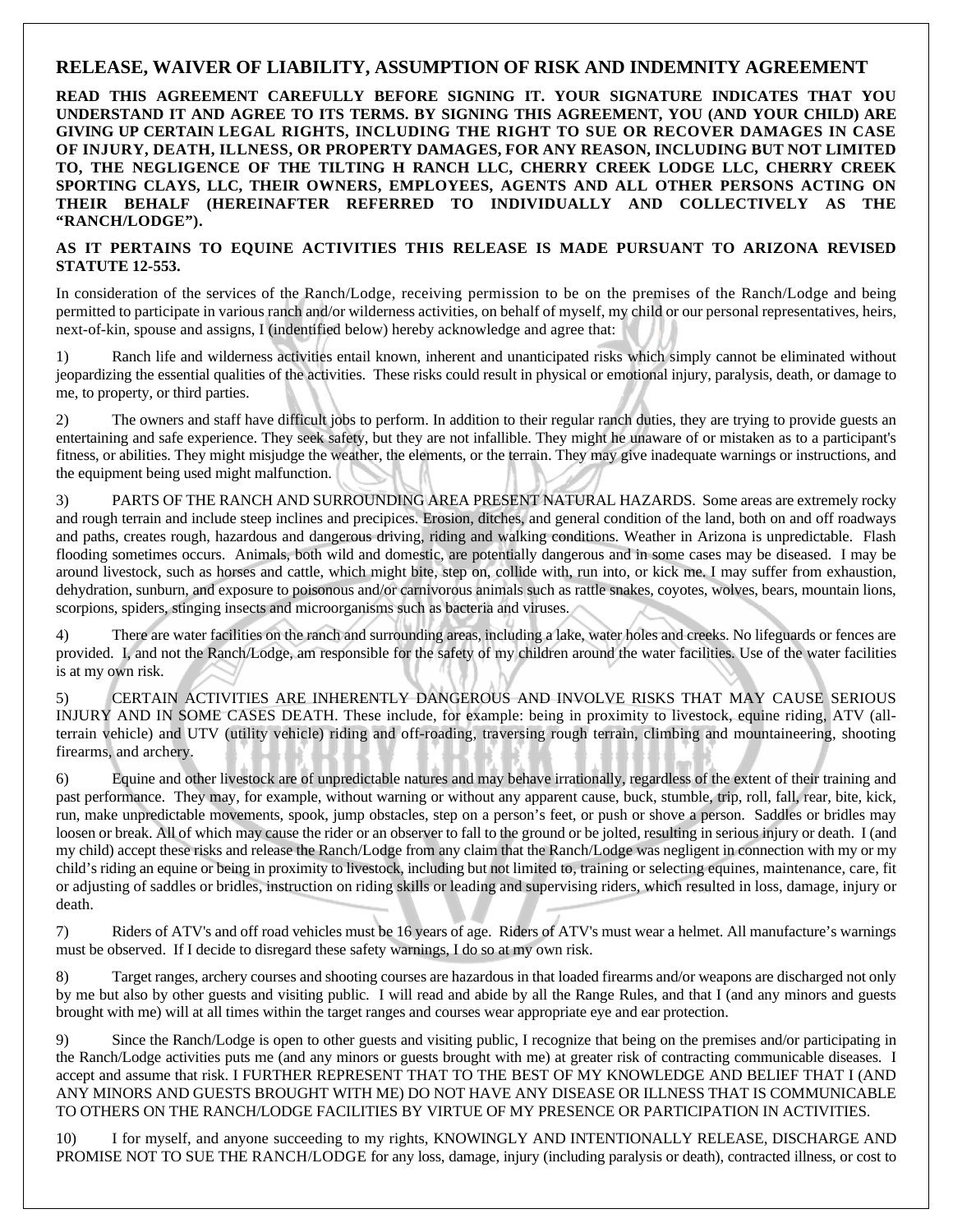# RELEASE, WAIVER OF LIABILITY, ASSUMPTION OF RISK AND INDEMNITY AGREEMENT

**READ THIS AGREEMENT CAREFULLY BEFORE SIGNING IT. YOUR SIGNATURE INDICATES THAT YOU UNDERSTAND IT AND AGREE TO ITS TERMS. BY SIGNING THIS AGREEMENT, YOU (AND YOUR CHILD) ARE GIVING UP CERTAIN LEGAL RIGHTS, INCLUDING THE RIGHT TO SUE OR RECOVER DAMAGES IN CASE OF INJURY, DEATH, ILLNESS, OR PROPERTY DAMAGES, FOR ANY REASON, INCLUDING BUT NOT LIMITED TO, THE NEGLIGENCE OF THE TILTING H RANCH LLC, CHERRY CREEK LODGE LLC, CHERRY CREEK SPORTING CLAYS, LLC, THEIR OWNERS, EMPLOYEES, AGENTS AND ALL OTHER PERSONS ACTING ON THEIR BEHALF (HEREINAFTER REFERRED TO INDIVIDUALLY AND COLLECTIVELY AS THE "RANCH/LODGE").**

**AS IT PERTAINS TO EQUINE ACTIVITIES THIS RELEASE IS MADE PURSUANT TO ARIZONA REVISED STATUTE 12-553.**

In consideration of the services of the Ranch/Lodge, receiving permission to be on the premises of the Ranch/Lodge and being permitted to participate in various ranch and/or wilderness activities, on behalf of myself, my child or our personal representatives, heirs, next-of-kin, spouse and assigns, I (indentified below) hereby acknowledge and agree that:

1) Ranch life and wilderness activities entail known, inherent and unanticipated risks which simply cannot be eliminated without jeopardizing the essential qualities of the activities. These risks could result in physical or emotional injury, paralysis, death, or damage to me, to property, or third parties.

2) The owners and staff have difficult jobs to perform. In addition to their regular ranch duties, they are trying to provide guests an entertaining and safe experience. They seek safety, but they are not infallible. They might be unaware of or mistaken as to a participant's fitness, or abilities. They might misjudge the weather, the elements, or the terrain. They may give inadequate warnings or instructions, and the equipment being used might malfunction.

3) PARTS OF THE RANCH AND SURROUNDING AREA PRESENT NATURAL HAZARDS. Some areas are extremely rocky and rough terrain and include steep inclines and precipices. Erosion, ditches, and general condition of the land, both on and off roadways and paths, creates rough, hazardous and dangerous driving, riding and walking conditions. Weather in Arizona is unpredictable. Flash flooding sometimes occurs. Animals, both wild and domestic, are potentially dangerous and in some cases may be diseased. I may be around livestock, such as horses and cattle, which might bite, step on, collide with, run into, or kick me. I may suffer from exhaustion, dehydration, sunburn, and exposure to poisonous and/or carnivorous animals such as rattle snakes, coyotes, wolves, bears, mountain lions, scorpions, spiders, stinging insects and microorganisms such as bacteria and viruses.

4) There are water facilities on the ranch and surrounding areas, including a lake, water holes and creeks. No lifeguards or fences are provided. I, and not the Ranch/Lodge, am responsible for the safety of my children around the water facilities. Use of the water facilities is at my own risk.

5) CERTAIN ACTIVITIES ARE INHERENTLY DANGEROUS AND INVOLVE RISKS THAT MAY CAUSE SERIOUS INJURY AND IN SOME CASES DEATH. These include, for example: being in proximity to livestock, equine riding, ATV (all-terrain vehicle) and UTV (utility vehicle) riding and off-roading, traversing rough terrain, climbing and mountaineering, shooting firearms, and archery.

6) Equine and other livestock are of unpredictable natures and may behave irrationally, regardless of the extent of their training and past performance. They may, for example, without warning or without any apparent cause, buck, stumble, trip, roll, fall, rear, bite, kick, run, make unpredictable movements, spook, jump obstacles, step on a person's feet, or push or shove a person. Saddles or bridles may loosen or break. All of which may cause the rider or an observer to fall to the ground or be jolted, resulting in serious injury or death. I (and my child) accept these risks and release the Ranch/Lodge from any claim that the Ranch/Lodge was negligent in connection with my or my child's riding an equine or being in proximity to livestock, including but not limited to, training or selecting equines, maintenance, care, fit or adjusting of saddles or bridles, instruction on riding skills or leading and supervising riders, which resulted in loss, damage, injury or death.

7) Riders of ATV's and off road vehicles must be 16 years of age. Riders of ATV's must wear a helmet. All manufacture's warnings must be observed. If I decide to disregard these safety warnings, I do so at my own risk.

8) Target ranges, archery courses and shooting courses are hazardous in that loaded firearms and/or weapons are discharged not only by me but also by other guests and visiting public. I will read and abide by all the Range Rules, and that I (and any minors and guests brought with me) will at all times within the target ranges and courses wear appropriate eye and ear protection.

9) Since the Ranch/Lodge is open to other guests and visiting public, I recognize that being on the premises and/or participating in the Ranch/Lodge activities puts me (and any minors or guests brought with me) at greater risk of contracting communicable diseases. I accept and assume that risk. I FURTHER REPRESENT THAT TO THE BEST OF MY KNOWLEDGE AND BELIEF THAT I (AND ANY MINORS AND GUESTS BROUGHT WITH ME) DO NOT HAVE ANY DISEASE OR ILLNESS THAT IS COMMUNICABLE TO OTHERS ON THE RANCH/LODGE FACILITIES BY VIRTUE OF MY PRESENCE OR PARTICIPATION IN ACTIVITIES.

10) I for myself, and anyone succeeding to my rights, KNOWINGLY AND INTENTIONALLY RELEASE, DISCHARGE AND PROMISE NOT TO SUE THE RANCH/LODGE for any loss, damage, injury (including paralysis or death), contracted illness, or cost to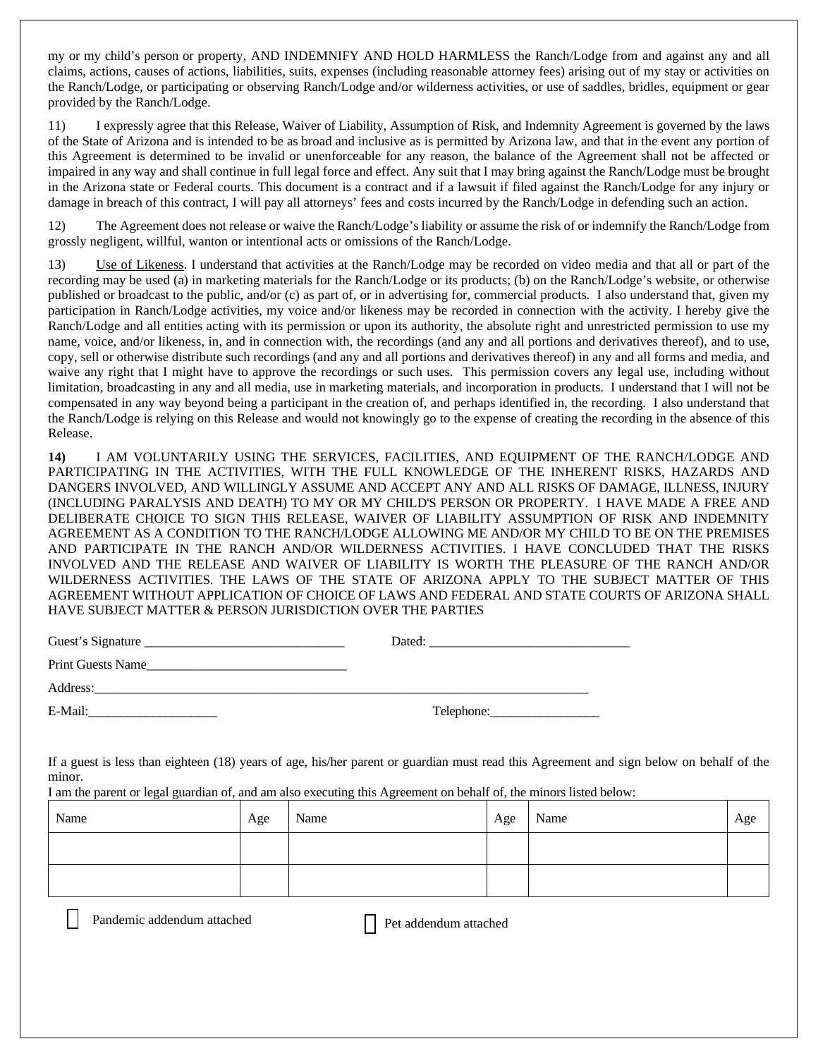my or my child's person or property, AND INDEMNIFY AND HOLD HARMLESS the Ranch/Lodge from and against any and all claims, actions, causes of actions, liabilities, suits, expenses (including reasonable attorney fees) arising out of my stay or activities on the Ranch/Lodge, or participating or observing Ranch/Lodge and/or wilderness activities, or use of saddles, bridles, equipment or gear provided by the Ranch/Lodge.

11) I expressly agree that this Release, Waiver of Liability, Assumption of Risk, and Indemnity Agreement is governed by the laws of the State of Arizona and is intended to be as broad and inclusive as is permitted by Arizona law, and that in the event any portion of this Agreement is determined to be invalid or unenforceable for any reason, the balance of the Agreement shall not be affected or impaired in any way and shall continue in full legal force and effect. Any suit that I may bring against the Ranch/Lodge must be brought in the Arizona state or Federal courts. This document is a contract and if a lawsuit if filed against the Ranch/Lodge for any injury or damage in breach of this contract, I will pay all attorneys' fees and costs incurred by the Ranch/Lodge in defending such an action.

12) The Agreement does not release or waive the Ranch/Lodge's liability or assume the risk of or indemnify the Ranch/Lodge from grossly negligent, willful, wanton or intentional acts or omissions of the Ranch/Lodge.

13) Use of Likeness. I understand that activities at the Ranch/Lodge may be recorded on video media and that all or part of the recording may be used (a) in marketing materials for the Ranch/Lodge or its products; (b) on the Ranch/Lodge's website, or otherwise published or broadcast to the public, and/or (c) as part of, or in advertising for, commercial products. I also understand that, given my participation in Ranch/Lodge activities, my voice and/or likeness may be recorded in connection with the activity. I hereby give the Ranch/Lodge and all entities acting with its permission or upon its authority, the absolute right and unrestricted permission to use my name, voice, and/or likeness, in, and in connection with, the recordings (and any and all portions and derivatives thereof), and to use, copy, sell or otherwise distribute such recordings (and any and all portions and derivatives thereof) in any and all forms and media, and waive any right that I might have to approve the recordings or such uses. This permission covers any legal use, including without limitation, broadcasting in any and all media, use in marketing materials, and incorporation in products. I understand that I will not be compensated in any way beyond being a participant in the creation of, and perhaps identified in, the recording. I also understand that the Ranch/Lodge is relying on this Release and would not knowingly go to the expense of creating the recording in the absence of this Release.

**14)** I AM VOLUNTARILY USING THE SERVICES, FACILITIES, AND EQUIPMENT OF THE RANCH/LODGE AND PARTICIPATING IN THE ACTIVITIES, WITH THE FULL KNOWLEDGE OF THE INHERENT RISKS, HAZARDS AND DANGERS INVOLVED, AND WILLINGLY ASSUME AND ACCEPT ANY AND ALL RISKS OF DAMAGE, ILLNESS, INJURY (INCLUDING PARALYSIS AND DEATH) TO MY OR MY CHILD'S PERSON OR PROPERTY. I HAVE MADE A FREE AND DELIBERATE CHOICE TO SIGN THIS RELEASE, WAIVER OF LIABILITY ASSUMPTION OF RISK AND INDEMNITY AGREEMENT AS A CONDITION TO THE RANCH/LODGE ALLOWING ME AND/OR MY CHILD TO BE ON THE PREMISES AND PARTICIPATE IN THE RANCH AND/OR WILDERNESS ACTIVITIES. I HAVE CONCLUDED THAT THE RISKS INVOLVED AND THE RELEASE AND WAIVER OF LIABILITY IS WORTH THE PLEASURE OF THE RANCH AND/OR WILDERNESS ACTIVITIES. THE LAWS OF THE STATE OF ARIZONA APPLY TO THE SUBJECT MATTER OF THIS AGREEMENT WITHOUT APPLICATION OF CHOICE OF LAWS AND FEDERAL AND STATE COURTS OF ARIZONA SHALL HAVE SUBJECT MATTER & PERSON JURISDICTION OVER THE PARTIES

Guest's Signature ______________________________ Dated: ______________________________

Print Guests Name______________________________

Address:________________________________________________________________________________

E-Mail:____________________ Telephone:_________________

If a guest is less than eighteen (18) years of age, his/her parent or guardian must read this Agreement and sign below on behalf of the minor.

I am the parent or legal guardian of, and am also executing this Agreement on behalf of, the minors listed below:

| Name | Age | Name | Age | Name | Age |
|---|---|---|---|---|---|
| | | | | | |
| | | | | | |

☐ Pandemic addendum attached ☐ Pet addendum attached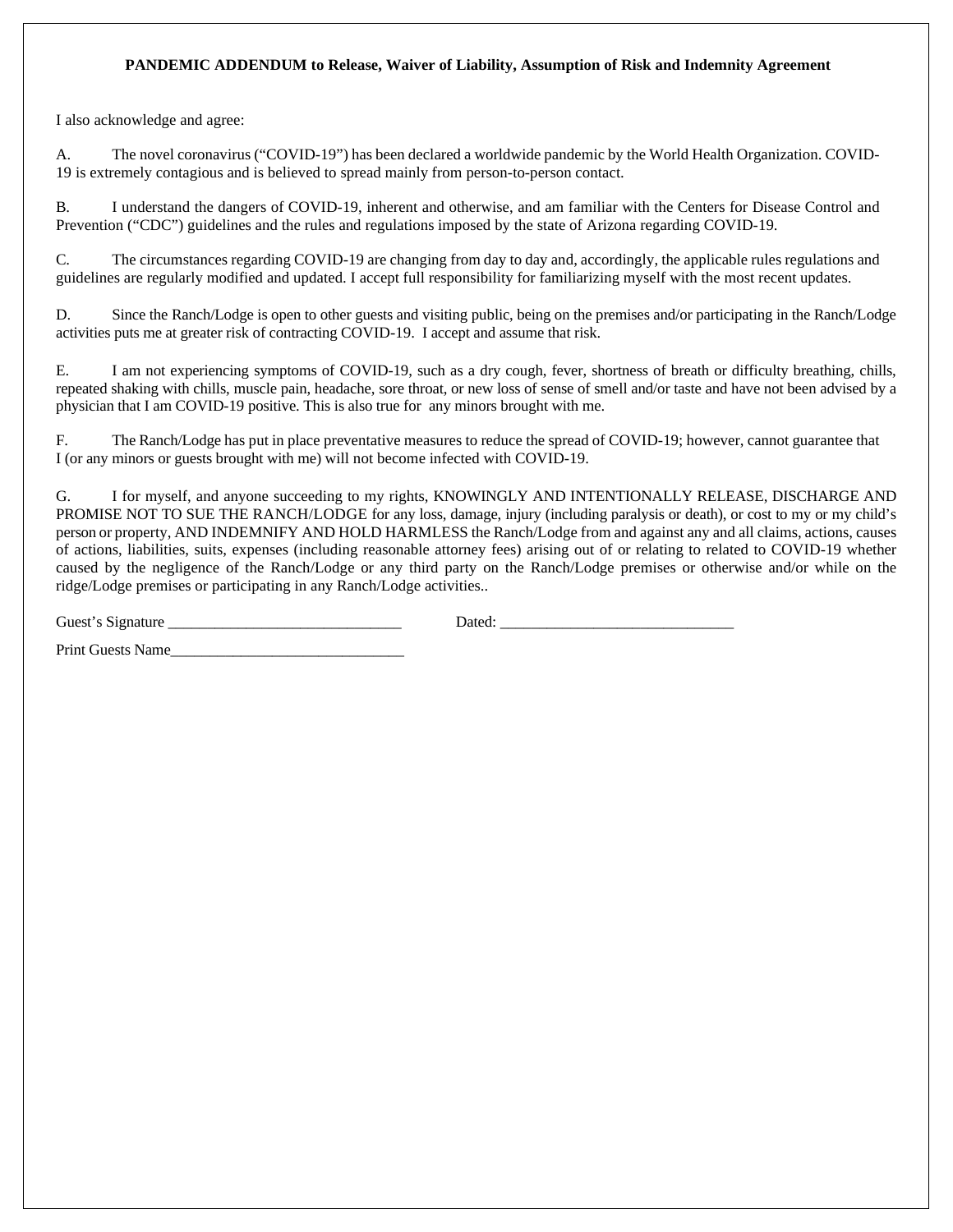**PANDEMIC ADDENDUM to Release, Waiver of Liability, Assumption of Risk and Indemnity Agreement**

I also acknowledge and agree:

A. The novel coronavirus ("COVID-19") has been declared a worldwide pandemic by the World Health Organization. COVID-19 is extremely contagious and is believed to spread mainly from person-to-person contact.

B. I understand the dangers of COVID-19, inherent and otherwise, and am familiar with the Centers for Disease Control and Prevention ("CDC") guidelines and the rules and regulations imposed by the state of Arizona regarding COVID-19.

C. The circumstances regarding COVID-19 are changing from day to day and, accordingly, the applicable rules regulations and guidelines are regularly modified and updated. I accept full responsibility for familiarizing myself with the most recent updates.

D. Since the Ranch/Lodge is open to other guests and visiting public, being on the premises and/or participating in the Ranch/Lodge activities puts me at greater risk of contracting COVID-19. I accept and assume that risk.

E. I am not experiencing symptoms of COVID-19, such as a dry cough, fever, shortness of breath or difficulty breathing, chills, repeated shaking with chills, muscle pain, headache, sore throat, or new loss of sense of smell and/or taste and have not been advised by a physician that I am COVID-19 positive. This is also true for any minors brought with me.

F. The Ranch/Lodge has put in place preventative measures to reduce the spread of COVID-19; however, cannot guarantee that I (or any minors or guests brought with me) will not become infected with COVID-19.

G. I for myself, and anyone succeeding to my rights, KNOWINGLY AND INTENTIONALLY RELEASE, DISCHARGE AND PROMISE NOT TO SUE THE RANCH/LODGE for any loss, damage, injury (including paralysis or death), or cost to my or my child's person or property, AND INDEMNIFY AND HOLD HARMLESS the Ranch/Lodge from and against any and all claims, actions, causes of actions, liabilities, suits, expenses (including reasonable attorney fees) arising out of or relating to related to COVID-19 whether caused by the negligence of the Ranch/Lodge or any third party on the Ranch/Lodge premises or otherwise and/or while on the ridge/Lodge premises or participating in any Ranch/Lodge activities..

Guest's Signature ______________________________ Dated: ______________________________

Print Guests Name______________________________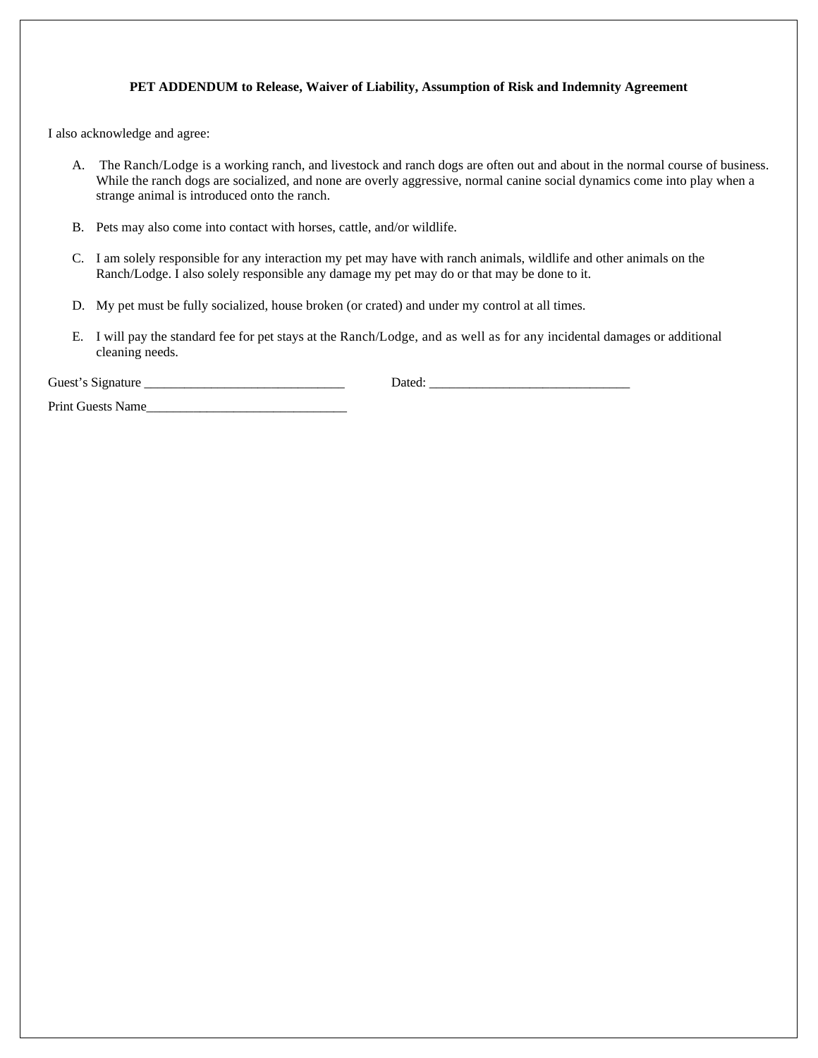**PET ADDENDUM to Release, Waiver of Liability, Assumption of Risk and Indemnity Agreement**

I also acknowledge and agree:

A. The Ranch/Lodge is a working ranch, and livestock and ranch dogs are often out and about in the normal course of business. While the ranch dogs are socialized, and none are overly aggressive, normal canine social dynamics come into play when a strange animal is introduced onto the ranch.

B. Pets may also come into contact with horses, cattle, and/or wildlife.

C. I am solely responsible for any interaction my pet may have with ranch animals, wildlife and other animals on the Ranch/Lodge. I also solely responsible any damage my pet may do or that may be done to it.

D. My pet must be fully socialized, house broken (or crated) and under my control at all times.

E. I will pay the standard fee for pet stays at the Ranch/Lodge, and as well as for any incidental damages or additional cleaning needs.

Guest's Signature _______________________________ Dated: _______________________________

Print Guests Name_______________________________